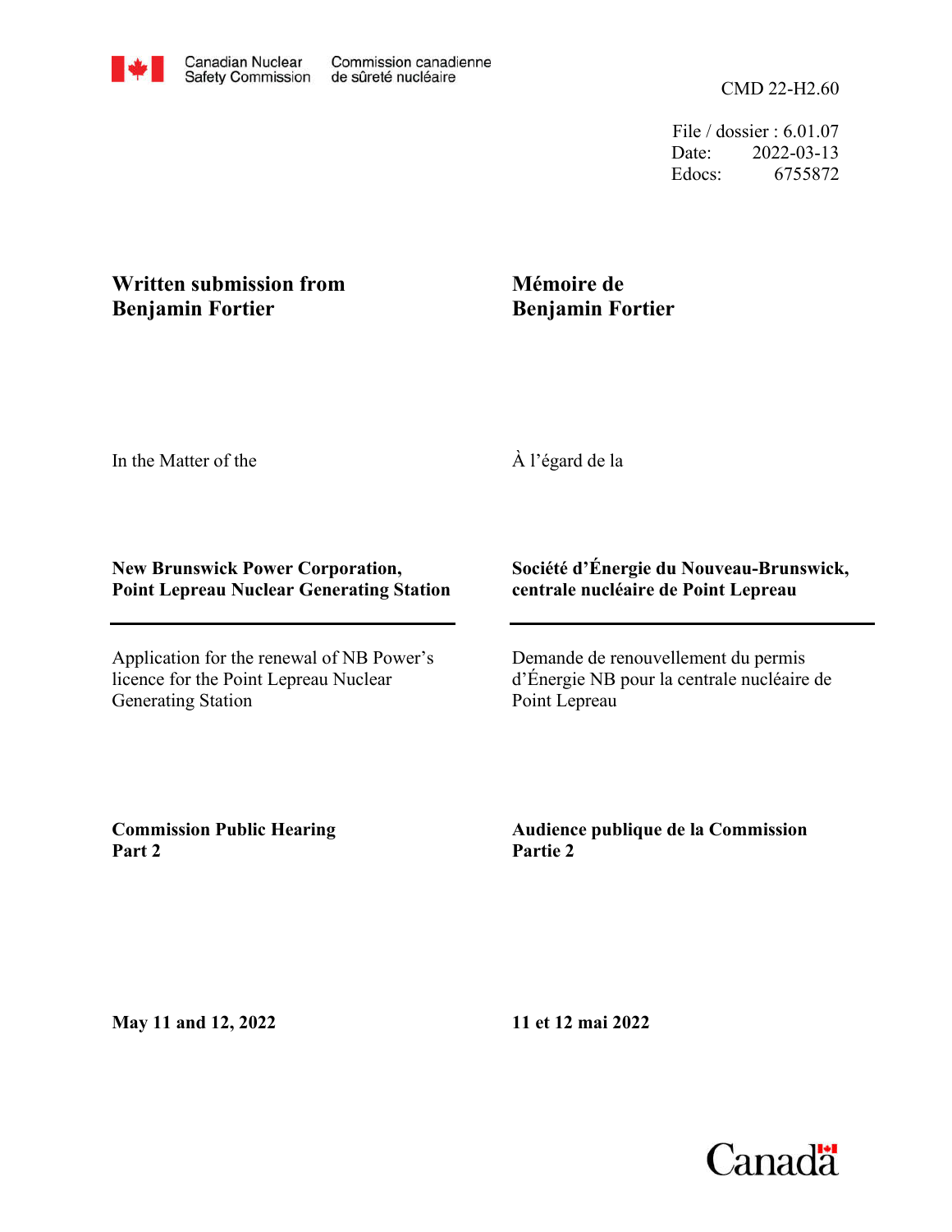Canadian Nuclear Safety Commission — Commission canadienne de sûreté nucléaire

CMD 22-H2.60

File / dossier : 6.01.07
Date: 2022-03-13
Edocs: 6755872

**Written submission from Benjamin Fortier**

**Mémoire de Benjamin Fortier**

In the Matter of the

À l'égard de la

**New Brunswick Power Corporation, Point Lepreau Nuclear Generating Station**

**Société d'Énergie du Nouveau-Brunswick, centrale nucléaire de Point Lepreau**

Application for the renewal of NB Power's licence for the Point Lepreau Nuclear Generating Station

Demande de renouvellement du permis d'Énergie NB pour la centrale nucléaire de Point Lepreau

**Commission Public Hearing Part 2**

**Audience publique de la Commission Partie 2**

**May 11 and 12, 2022**

**11 et 12 mai 2022**

Canada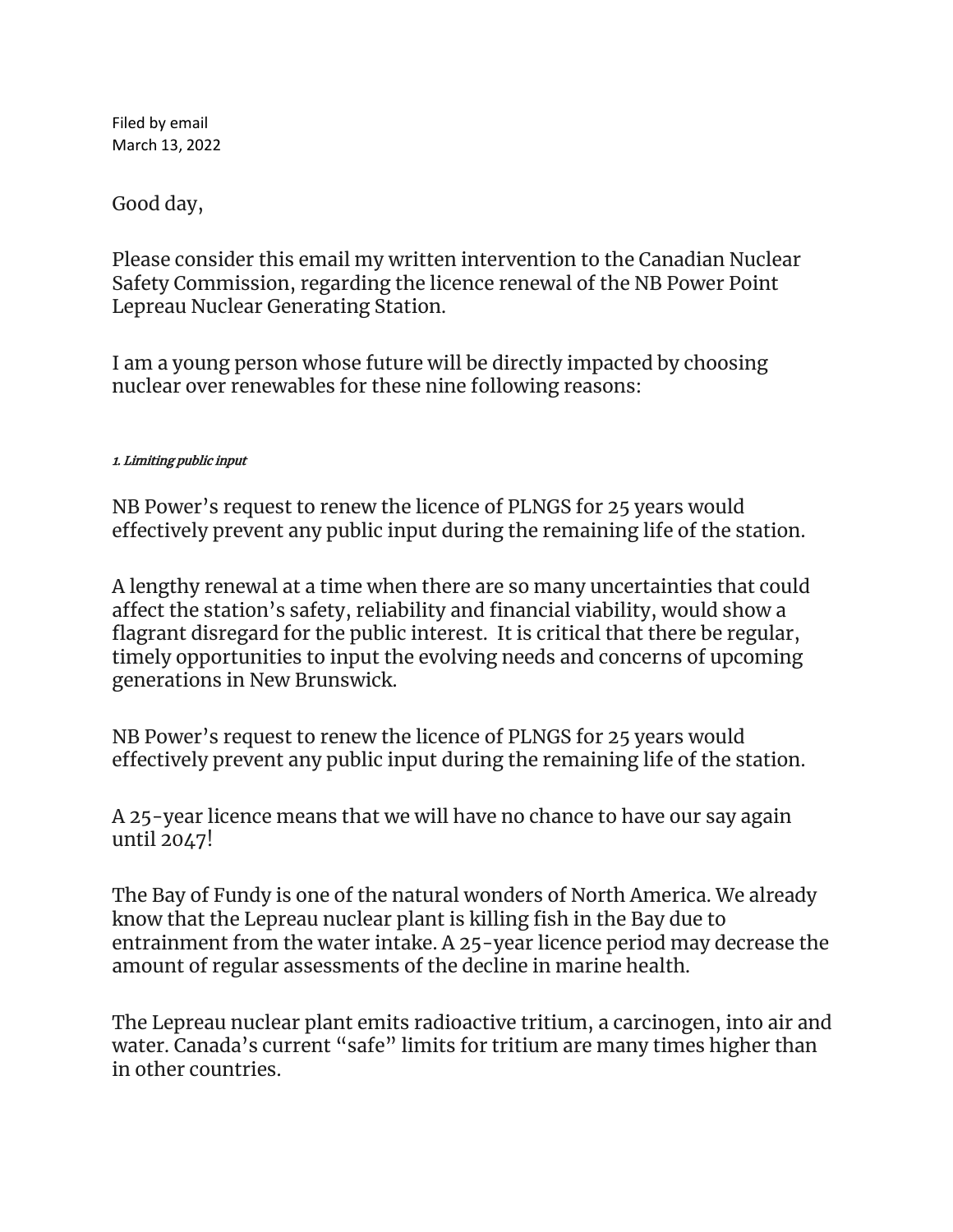Filed by email
March 13, 2022

Good day,

Please consider this email my written intervention to the Canadian Nuclear Safety Commission, regarding the licence renewal of the NB Power Point Lepreau Nuclear Generating Station.

I am a young person whose future will be directly impacted by choosing nuclear over renewables for these nine following reasons:

###### *1. Limiting public input*

NB Power's request to renew the licence of PLNGS for 25 years would effectively prevent any public input during the remaining life of the station.

A lengthy renewal at a time when there are so many uncertainties that could affect the station's safety, reliability and financial viability, would show a flagrant disregard for the public interest. It is critical that there be regular, timely opportunities to input the evolving needs and concerns of upcoming generations in New Brunswick.

NB Power's request to renew the licence of PLNGS for 25 years would effectively prevent any public input during the remaining life of the station.

A 25-year licence means that we will have no chance to have our say again until 2047!

The Bay of Fundy is one of the natural wonders of North America. We already know that the Lepreau nuclear plant is killing fish in the Bay due to entrainment from the water intake. A 25-year licence period may decrease the amount of regular assessments of the decline in marine health.

The Lepreau nuclear plant emits radioactive tritium, a carcinogen, into air and water. Canada's current "safe" limits for tritium are many times higher than in other countries.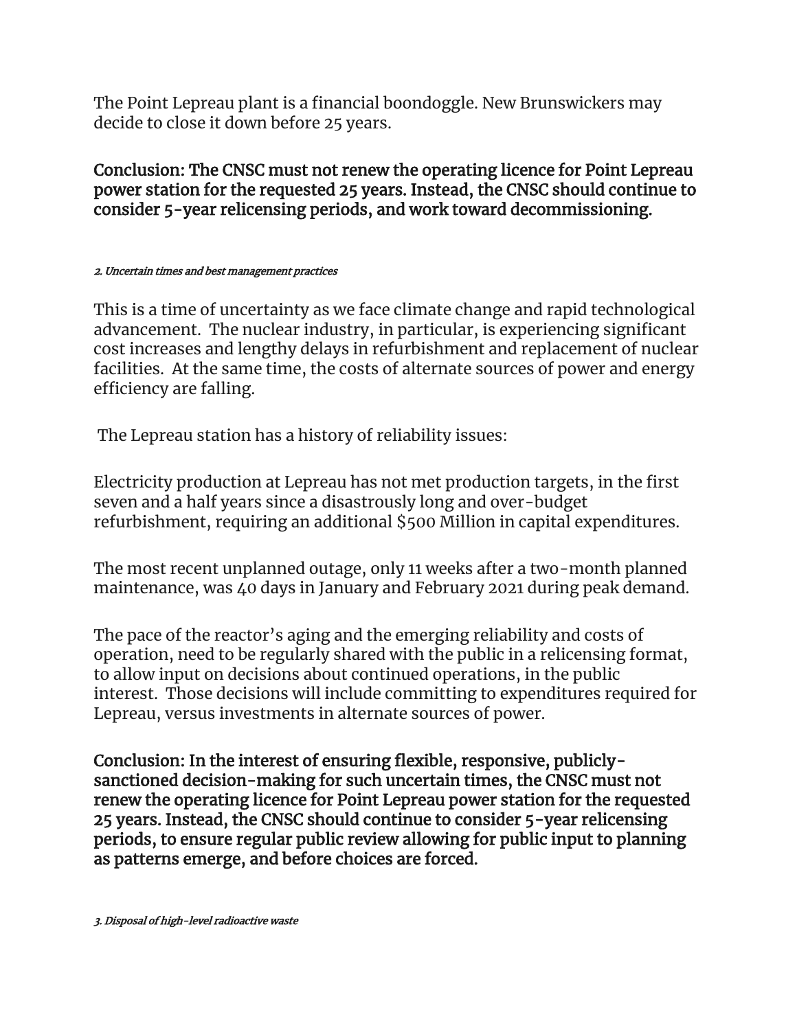The Point Lepreau plant is a financial boondoggle. New Brunswickers may decide to close it down before 25 years.

**Conclusion: The CNSC must not renew the operating licence for Point Lepreau power station for the requested 25 years. Instead, the CNSC should continue to consider 5-year relicensing periods, and work toward decommissioning.**

***2. Uncertain times and best management practices***

This is a time of uncertainty as we face climate change and rapid technological advancement. The nuclear industry, in particular, is experiencing significant cost increases and lengthy delays in refurbishment and replacement of nuclear facilities. At the same time, the costs of alternate sources of power and energy efficiency are falling.

The Lepreau station has a history of reliability issues:

Electricity production at Lepreau has not met production targets, in the first seven and a half years since a disastrously long and over-budget refurbishment, requiring an additional $500 Million in capital expenditures.

The most recent unplanned outage, only 11 weeks after a two-month planned maintenance, was 40 days in January and February 2021 during peak demand.

The pace of the reactor's aging and the emerging reliability and costs of operation, need to be regularly shared with the public in a relicensing format, to allow input on decisions about continued operations, in the public interest. Those decisions will include committing to expenditures required for Lepreau, versus investments in alternate sources of power.

**Conclusion: In the interest of ensuring flexible, responsive, publicly-sanctioned decision-making for such uncertain times, the CNSC must not renew the operating licence for Point Lepreau power station for the requested 25 years. Instead, the CNSC should continue to consider 5-year relicensing periods, to ensure regular public review allowing for public input to planning as patterns emerge, and before choices are forced.**

***3. Disposal of high-level radioactive waste***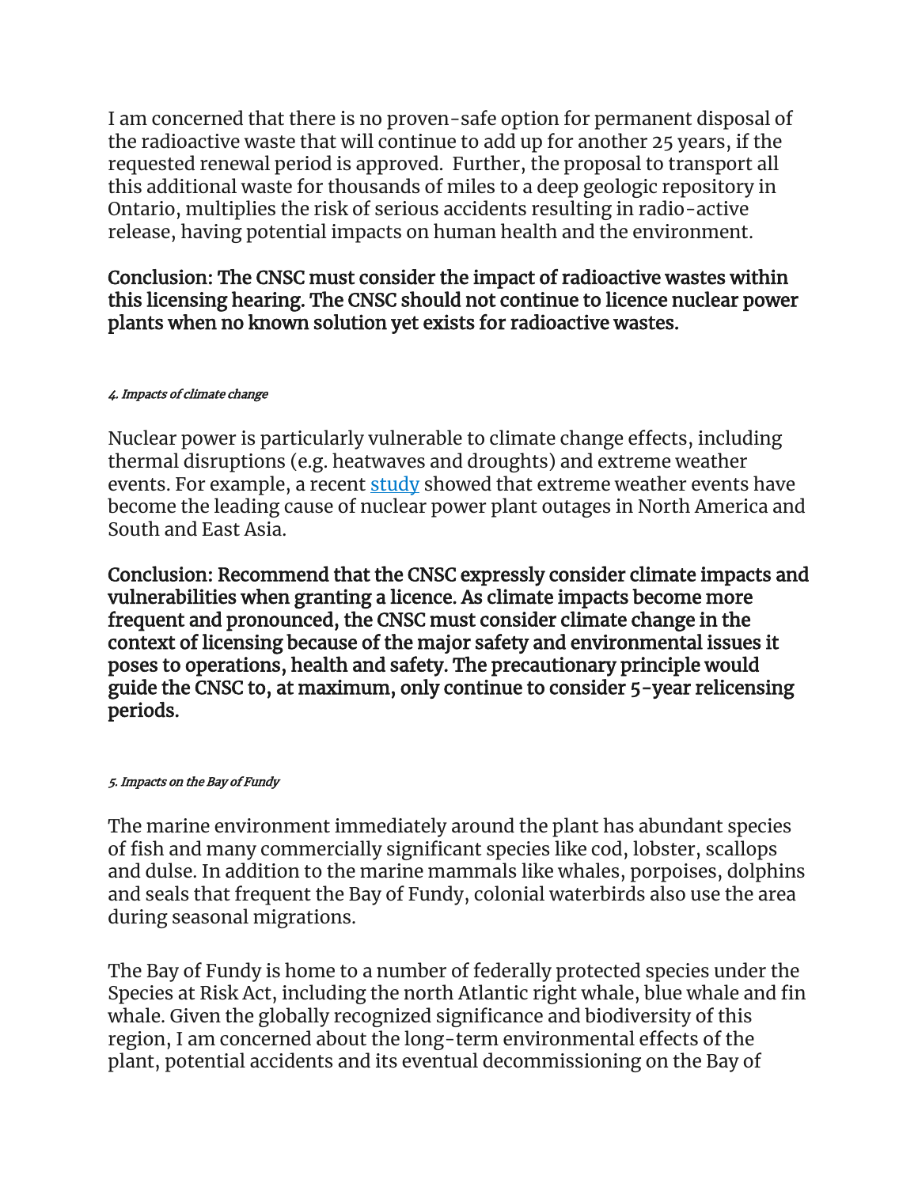I am concerned that there is no proven-safe option for permanent disposal of the radioactive waste that will continue to add up for another 25 years, if the requested renewal period is approved. Further, the proposal to transport all this additional waste for thousands of miles to a deep geologic repository in Ontario, multiplies the risk of serious accidents resulting in radio-active release, having potential impacts on human health and the environment.

**Conclusion: The CNSC must consider the impact of radioactive wastes within this licensing hearing. The CNSC should not continue to licence nuclear power plants when no known solution yet exists for radioactive wastes.**

##### *4. Impacts of climate change*

Nuclear power is particularly vulnerable to climate change effects, including thermal disruptions (e.g. heatwaves and droughts) and extreme weather events. For example, a recent study showed that extreme weather events have become the leading cause of nuclear power plant outages in North America and South and East Asia.

**Conclusion: Recommend that the CNSC expressly consider climate impacts and vulnerabilities when granting a licence. As climate impacts become more frequent and pronounced, the CNSC must consider climate change in the context of licensing because of the major safety and environmental issues it poses to operations, health and safety. The precautionary principle would guide the CNSC to, at maximum, only continue to consider 5-year relicensing periods.**

##### *5. Impacts on the Bay of Fundy*

The marine environment immediately around the plant has abundant species of fish and many commercially significant species like cod, lobster, scallops and dulse. In addition to the marine mammals like whales, porpoises, dolphins and seals that frequent the Bay of Fundy, colonial waterbirds also use the area during seasonal migrations.

The Bay of Fundy is home to a number of federally protected species under the Species at Risk Act, including the north Atlantic right whale, blue whale and fin whale. Given the globally recognized significance and biodiversity of this region, I am concerned about the long-term environmental effects of the plant, potential accidents and its eventual decommissioning on the Bay of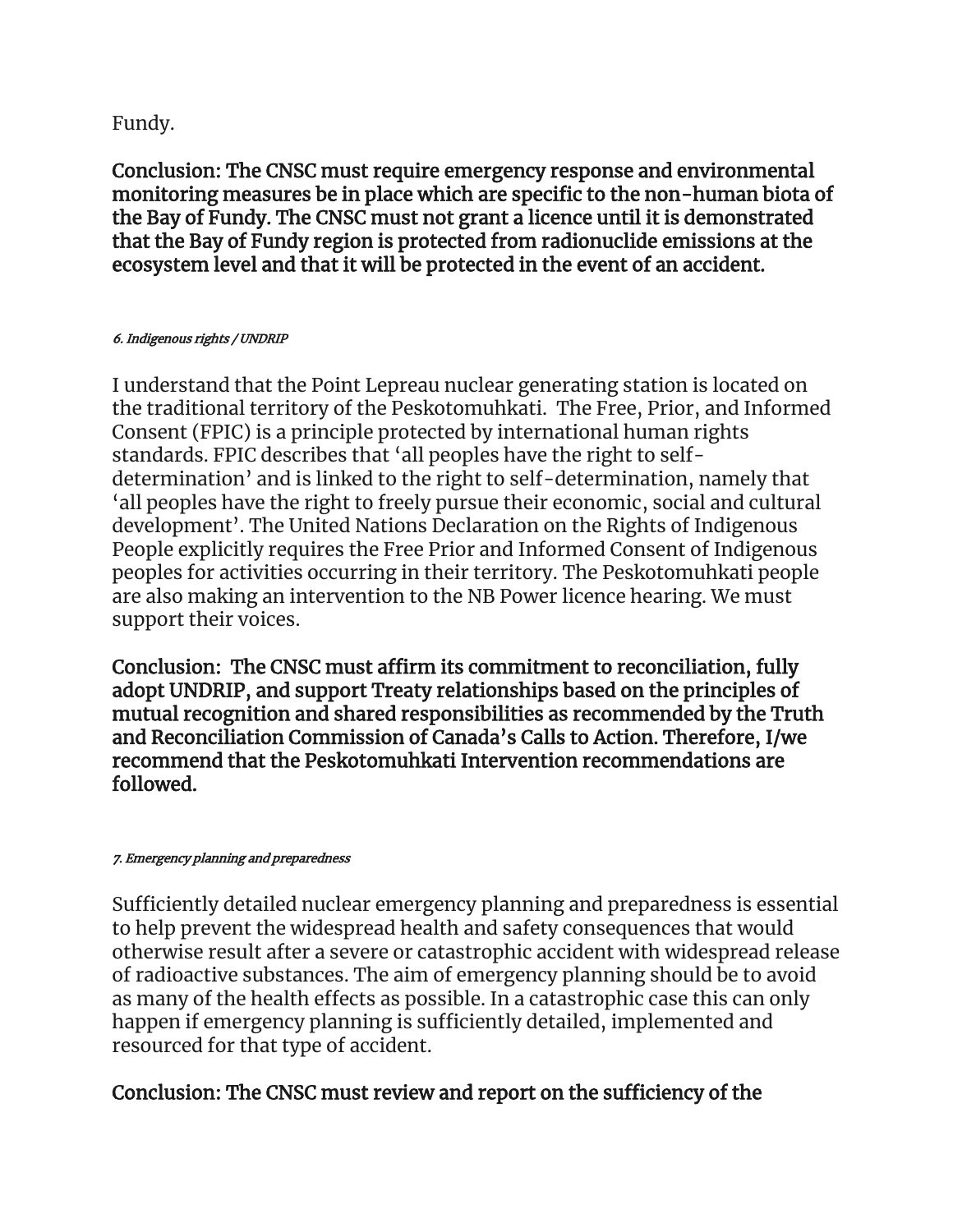Fundy.

**Conclusion: The CNSC must require emergency response and environmental monitoring measures be in place which are specific to the non-human biota of the Bay of Fundy. The CNSC must not grant a licence until it is demonstrated that the Bay of Fundy region is protected from radionuclide emissions at the ecosystem level and that it will be protected in the event of an accident.**

###### *6. Indigenous rights / UNDRIP*

I understand that the Point Lepreau nuclear generating station is located on the traditional territory of the Peskotomuhkati. The Free, Prior, and Informed Consent (FPIC) is a principle protected by international human rights standards. FPIC describes that 'all peoples have the right to self-determination' and is linked to the right to self-determination, namely that 'all peoples have the right to freely pursue their economic, social and cultural development'. The United Nations Declaration on the Rights of Indigenous People explicitly requires the Free Prior and Informed Consent of Indigenous peoples for activities occurring in their territory. The Peskotomuhkati people are also making an intervention to the NB Power licence hearing. We must support their voices.

**Conclusion: The CNSC must affirm its commitment to reconciliation, fully adopt UNDRIP, and support Treaty relationships based on the principles of mutual recognition and shared responsibilities as recommended by the Truth and Reconciliation Commission of Canada's Calls to Action. Therefore, I/we recommend that the Peskotomuhkati Intervention recommendations are followed.**

###### *7. Emergency planning and preparedness*

Sufficiently detailed nuclear emergency planning and preparedness is essential to help prevent the widespread health and safety consequences that would otherwise result after a severe or catastrophic accident with widespread release of radioactive substances. The aim of emergency planning should be to avoid as many of the health effects as possible. In a catastrophic case this can only happen if emergency planning is sufficiently detailed, implemented and resourced for that type of accident.

**Conclusion: The CNSC must review and report on the sufficiency of the**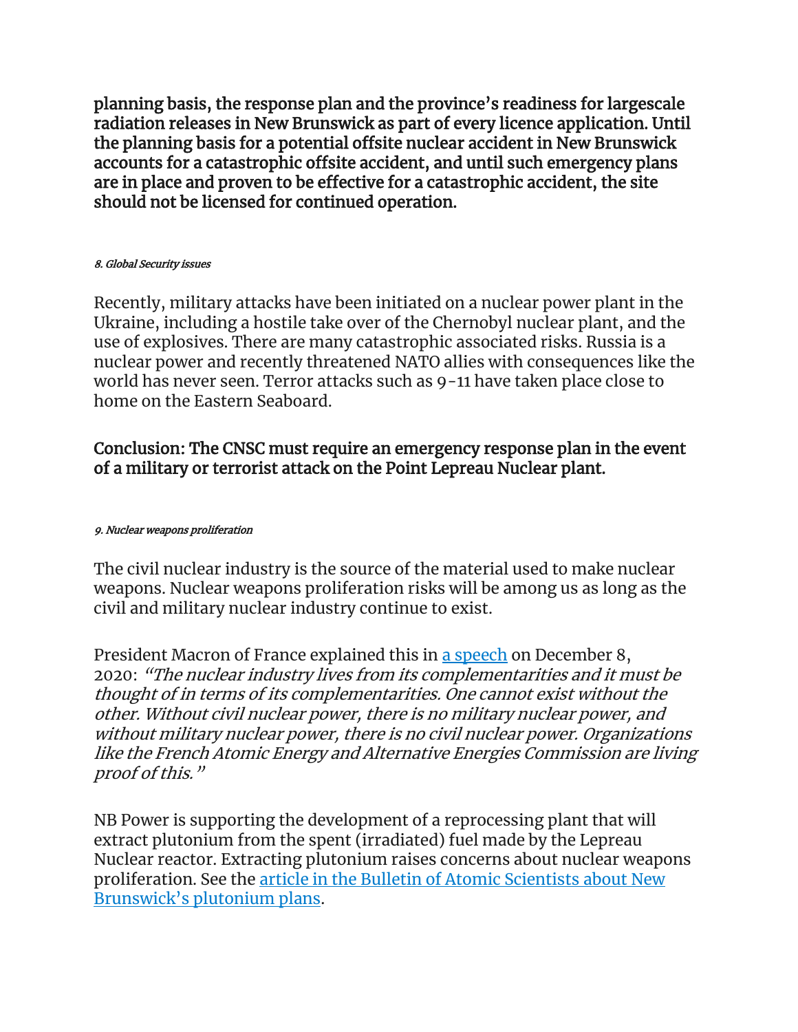**planning basis, the response plan and the province's readiness for largescale radiation releases in New Brunswick as part of every licence application. Until the planning basis for a potential offsite nuclear accident in New Brunswick accounts for a catastrophic offsite accident, and until such emergency plans are in place and proven to be effective for a catastrophic accident, the site should not be licensed for continued operation.**

###### *8. Global Security issues*

Recently, military attacks have been initiated on a nuclear power plant in the Ukraine, including a hostile take over of the Chernobyl nuclear plant, and the use of explosives. There are many catastrophic associated risks. Russia is a nuclear power and recently threatened NATO allies with consequences like the world has never seen. Terror attacks such as 9-11 have taken place close to home on the Eastern Seaboard.

**Conclusion: The CNSC must require an emergency response plan in the event of a military or terrorist attack on the Point Lepreau Nuclear plant.**

###### *9. Nuclear weapons proliferation*

The civil nuclear industry is the source of the material used to make nuclear weapons. Nuclear weapons proliferation risks will be among us as long as the civil and military nuclear industry continue to exist.

President Macron of France explained this in [a speech] on December 8, 2020: *"The nuclear industry lives from its complementarities and it must be thought of in terms of its complementarities. One cannot exist without the other. Without civil nuclear power, there is no military nuclear power, and without military nuclear power, there is no civil nuclear power. Organizations like the French Atomic Energy and Alternative Energies Commission are living proof of this."*

NB Power is supporting the development of a reprocessing plant that will extract plutonium from the spent (irradiated) fuel made by the Lepreau Nuclear reactor. Extracting plutonium raises concerns about nuclear weapons proliferation. See the [article in the Bulletin of Atomic Scientists about New Brunswick's plutonium plans].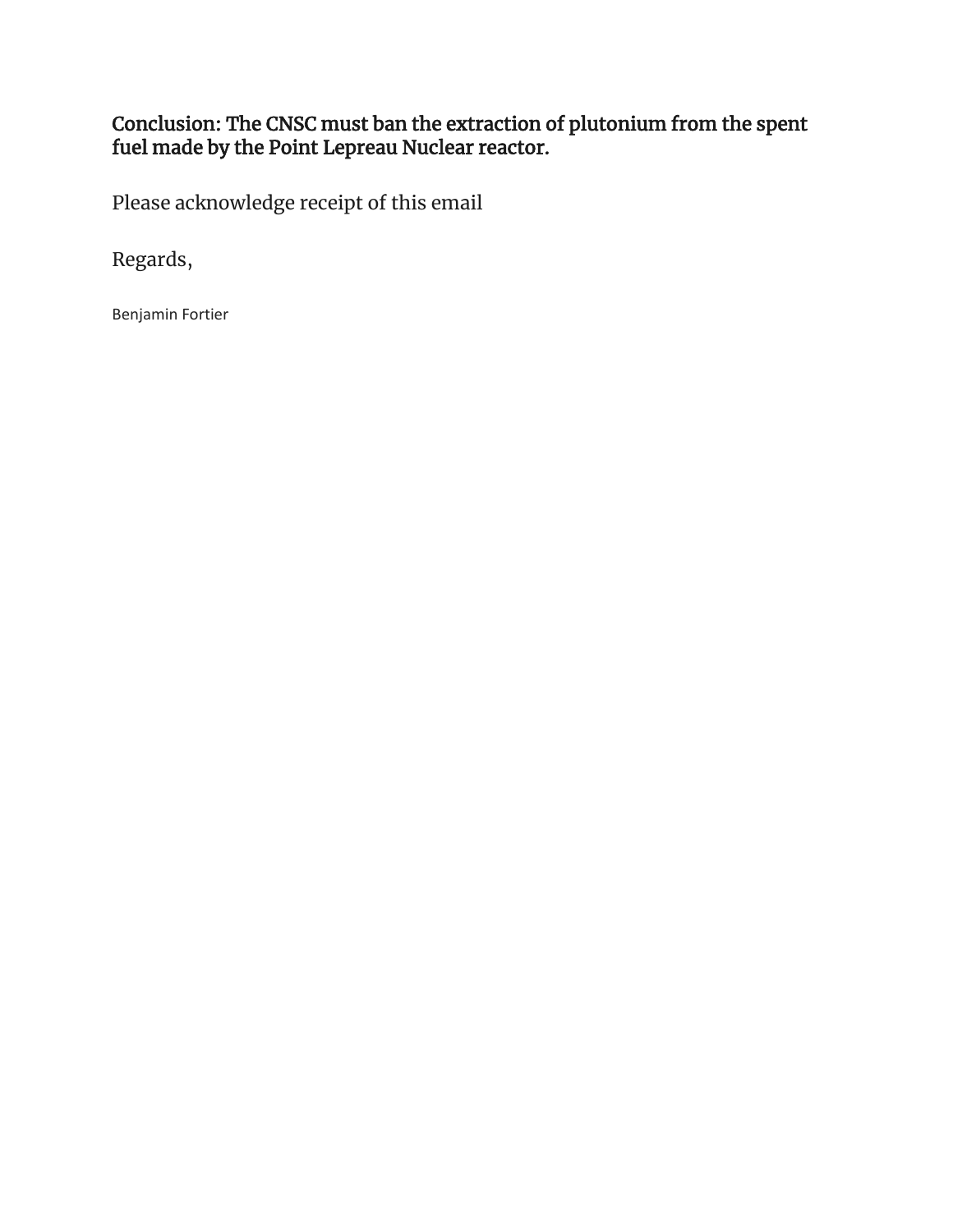**Conclusion: The CNSC must ban the extraction of plutonium from the spent fuel made by the Point Lepreau Nuclear reactor.**

Please acknowledge receipt of this email

Regards,

Benjamin Fortier